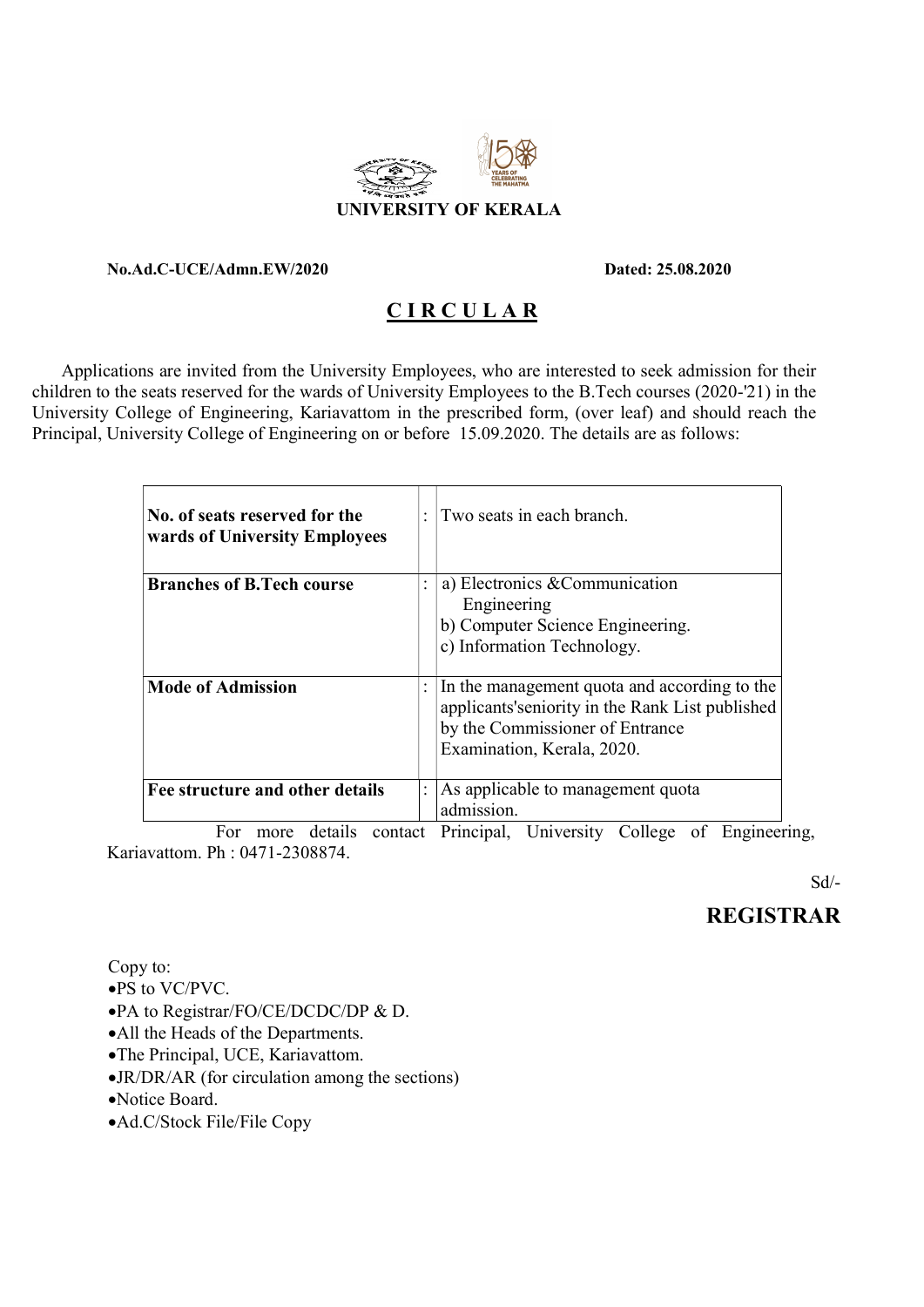# UNIVERSITY OF KERALA

**No.Ad.C-UCE/Admn.EW/2020** **Dated: 25.08.2020**

## C I R C U L A R

Applications are invited from the University Employees, who are interested to seek admission for their children to the seats reserved for the wards of University Employees to the B.Tech courses (2020-'21) in the University College of Engineering, Kariavattom in the prescribed form, (over leaf) and should reach the Principal, University College of Engineering on or before 15.09.2020. The details are as follows:

| | | |
|---|---|---|
| **No. of seats reserved for the wards of University Employees** | : | Two seats in each branch. |
| **Branches of B.Tech course** | : | a) Electronics &Communication Engineering<br>b) Computer Science Engineering.<br>c) Information Technology. |
| **Mode of Admission** | : | In the management quota and according to the applicants'seniority in the Rank List published by the Commissioner of Entrance Examination, Kerala, 2020. |
| **Fee structure and other details** | : | As applicable to management quota admission. |

For more details contact Principal, University College of Engineering, Kariavattom. Ph : 0471-2308874.

Sd/-

**REGISTRAR**

Copy to:

- PS to VC/PVC.
- PA to Registrar/FO/CE/DCDC/DP & D.
- All the Heads of the Departments.
- The Principal, UCE, Kariavattom.
- JR/DR/AR (for circulation among the sections)
- Notice Board.
- Ad.C/Stock File/File Copy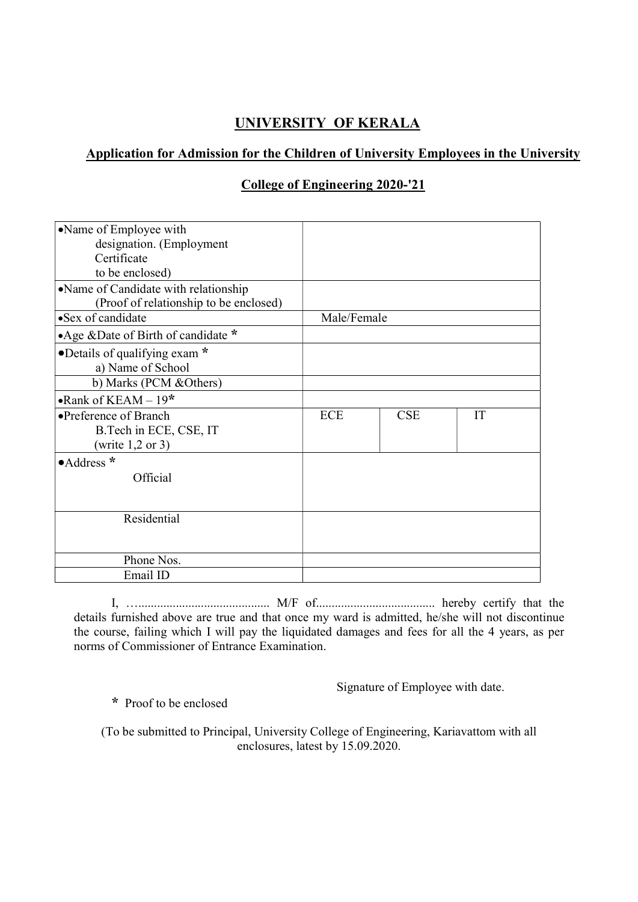# UNIVERSITY OF KERALA

## Application for Admission for the Children of University Employees in the University College of Engineering 2020-'21

| | | | |
|---|---|---|---|
| •Name of Employee with designation. (Employment Certificate to be enclosed) | | | |
| •Name of Candidate with relationship (Proof of relationship to be enclosed) | | | |
| •Sex of candidate | Male/Female | | |
| •Age &Date of Birth of candidate * | | | |
| •Details of qualifying exam * a) Name of School | | | |
| b) Marks (PCM &Others) | | | |
| •Rank of KEAM – 19* | | | |
| •Preference of Branch B.Tech in ECE, CSE, IT (write 1,2 or 3) | ECE | CSE | IT |
| •Address * Official | | | |
| Residential | | | |
| Phone Nos. | | | |
| Email ID | | | |

I, …......................................... M/F of...................................... hereby certify that the details furnished above are true and that once my ward is admitted, he/she will not discontinue the course, failing which I will pay the liquidated damages and fees for all the 4 years, as per norms of Commissioner of Entrance Examination.

Signature of Employee with date.

* Proof to be enclosed

(To be submitted to Principal, University College of Engineering, Kariavattom with all enclosures, latest by 15.09.2020.